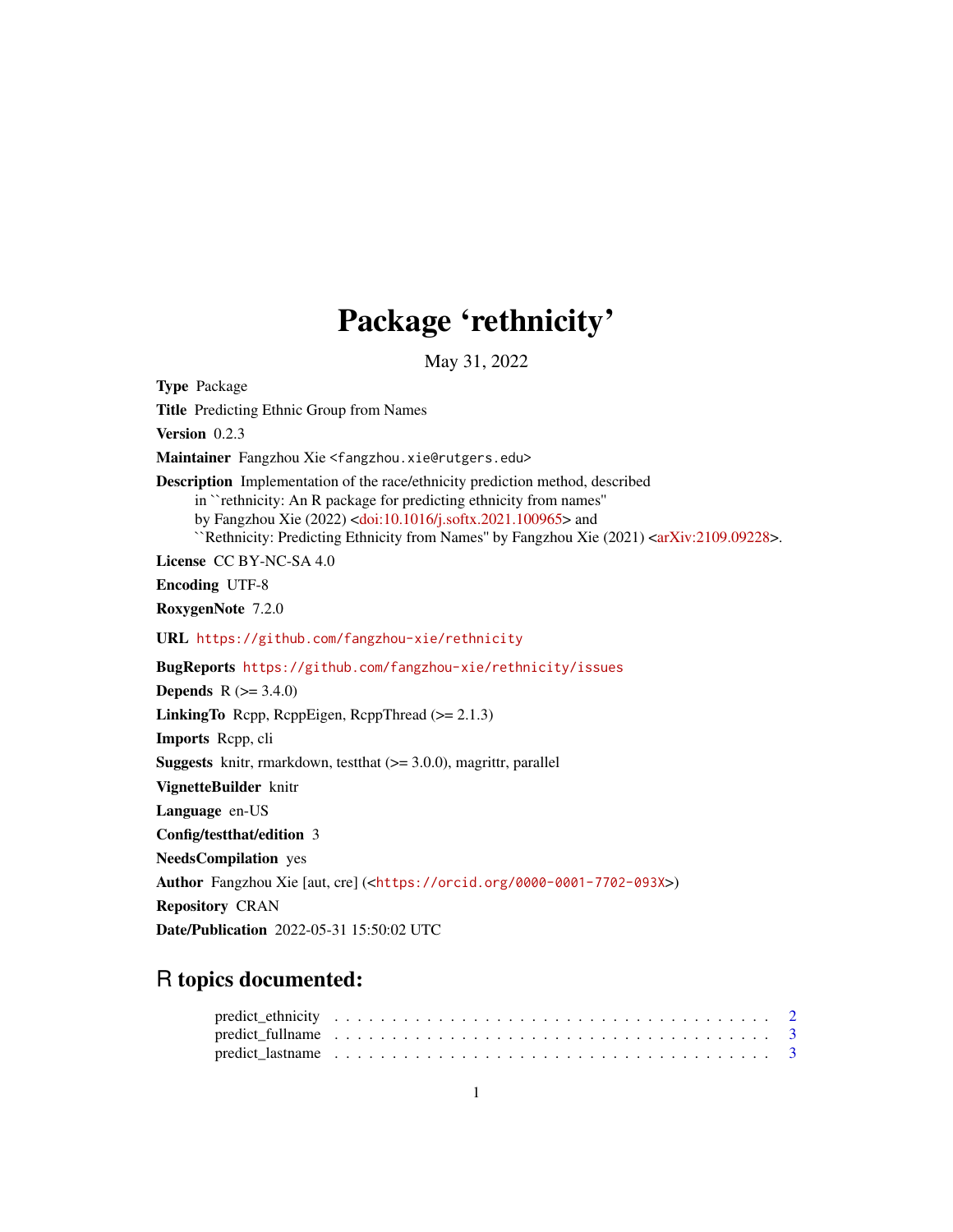# Package 'rethnicity'

May 31, 2022

**Type** Package

**Title** Predicting Ethnic Group from Names

**Version** 0.2.3

**Maintainer** Fangzhou Xie <fangzhou.xie@rutgers.edu>

**Description** Implementation of the race/ethnicity prediction method, described in ``rethnicity: An R package for predicting ethnicity from names'' by Fangzhou Xie (2022) <doi:10.1016/j.softx.2021.100965> and ``Rethnicity: Predicting Ethnicity from Names'' by Fangzhou Xie (2021) <arXiv:2109.09228>.

**License** CC BY-NC-SA 4.0

**Encoding** UTF-8

**RoxygenNote** 7.2.0

**URL** https://github.com/fangzhou-xie/rethnicity

**BugReports** https://github.com/fangzhou-xie/rethnicity/issues

**Depends** R (>= 3.4.0)

**LinkingTo** Rcpp, RcppEigen, RcppThread (>= 2.1.3)

**Imports** Rcpp, cli

**Suggests** knitr, rmarkdown, testthat (>= 3.0.0), magrittr, parallel

**VignetteBuilder** knitr

**Language** en-US

**Config/testthat/edition** 3

**NeedsCompilation** yes

**Author** Fangzhou Xie [aut, cre] (<https://orcid.org/0000-0001-7702-093X>)

**Repository** CRAN

**Date/Publication** 2022-05-31 15:50:02 UTC

## R topics documented:

predict_ethnicity . . . . . . . . . . . . . . . . . . . . . . . . . . . . . . . . . . . . . . 2
predict_fullname . . . . . . . . . . . . . . . . . . . . . . . . . . . . . . . . . . . . . . 3
predict_lastname . . . . . . . . . . . . . . . . . . . . . . . . . . . . . . . . . . . . . . 3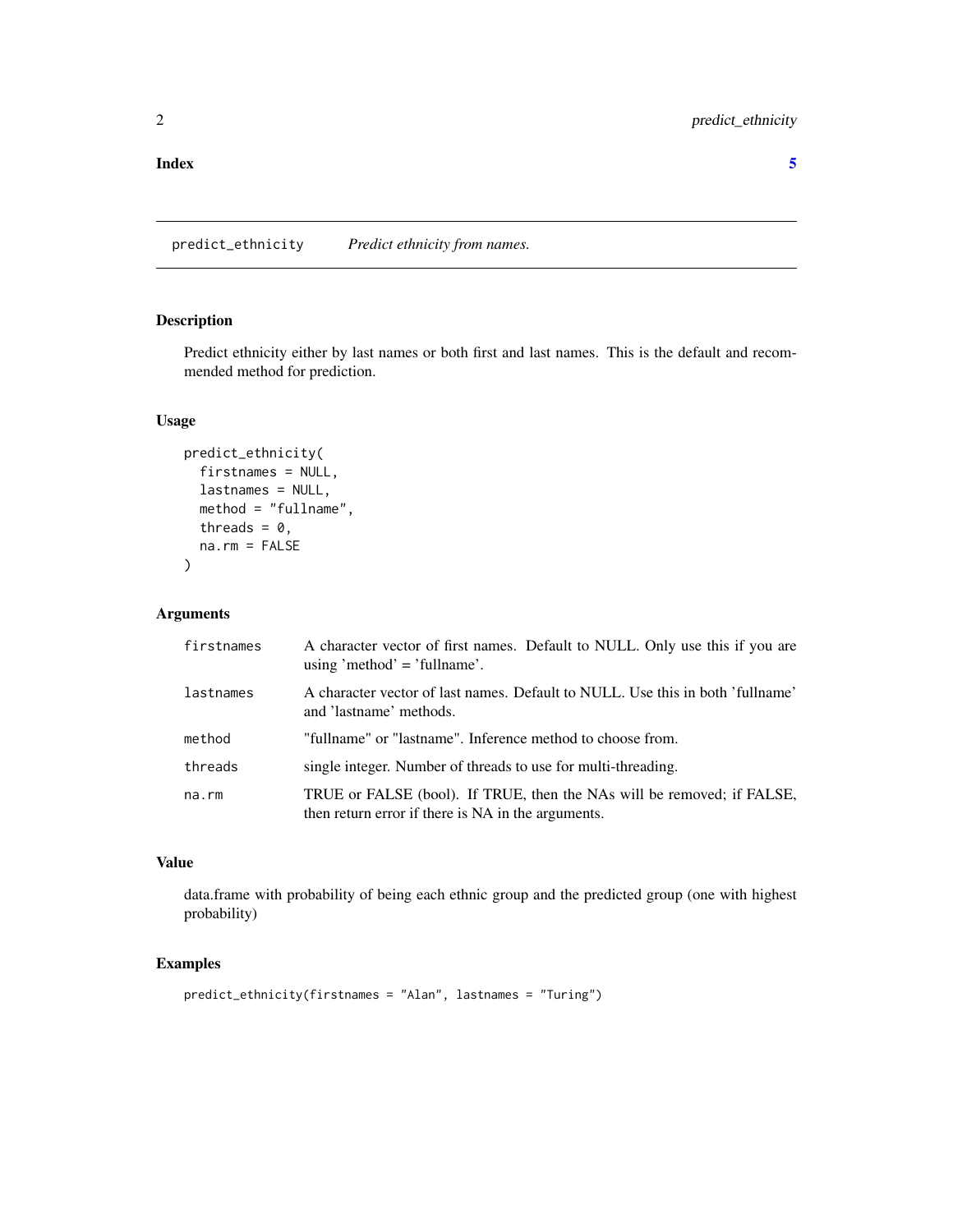**Index** **5**

---

predict_ethnicity *Predict ethnicity from names.*

---

## Description

Predict ethnicity either by last names or both first and last names. This is the default and recommended method for prediction.

## Usage

```
predict_ethnicity(
  firstnames = NULL,
  lastnames = NULL,
  method = "fullname",
  threads = 0,
  na.rm = FALSE
)
```

## Arguments

| | |
|---|---|
| firstnames | A character vector of first names. Default to NULL. Only use this if you are using 'method' = 'fullname'. |
| lastnames | A character vector of last names. Default to NULL. Use this in both 'fullname' and 'lastname' methods. |
| method | "fullname" or "lastname". Inference method to choose from. |
| threads | single integer. Number of threads to use for multi-threading. |
| na.rm | TRUE or FALSE (bool). If TRUE, then the NAs will be removed; if FALSE, then return error if there is NA in the arguments. |

## Value

data.frame with probability of being each ethnic group and the predicted group (one with highest probability)

## Examples

```
predict_ethnicity(firstnames = "Alan", lastnames = "Turing")
```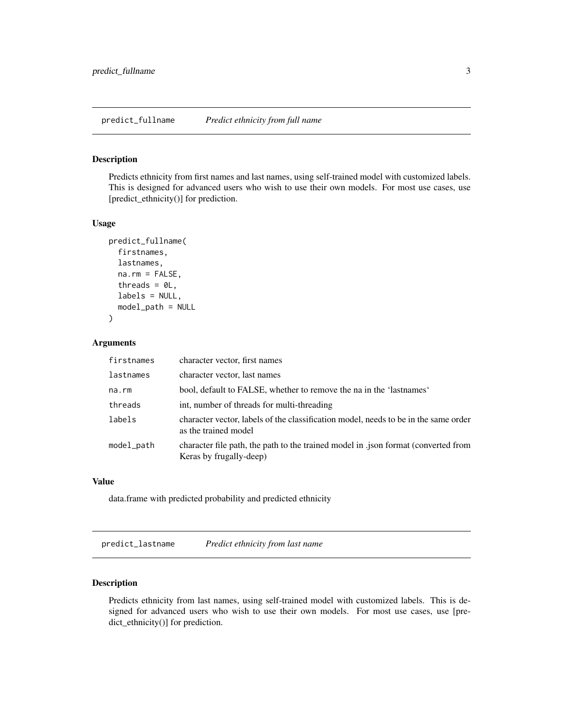## predict_fullname *Predict ethnicity from full name*

### Description

Predicts ethnicity from first names and last names, using self-trained model with customized labels. This is designed for advanced users who wish to use their own models. For most use cases, use [predict_ethnicity()] for prediction.

### Usage

```
predict_fullname(
  firstnames,
  lastnames,
  na.rm = FALSE,
  threads = 0L,
  labels = NULL,
  model_path = NULL
)
```

### Arguments

| | |
|---|---|
| firstnames | character vector, first names |
| lastnames | character vector, last names |
| na.rm | bool, default to FALSE, whether to remove the na in the 'lastnames' |
| threads | int, number of threads for multi-threading |
| labels | character vector, labels of the classification model, needs to be in the same order as the trained model |
| model_path | character file path, the path to the trained model in .json format (converted from Keras by frugally-deep) |

### Value

data.frame with predicted probability and predicted ethnicity

## predict_lastname *Predict ethnicity from last name*

### Description

Predicts ethnicity from last names, using self-trained model with customized labels. This is designed for advanced users who wish to use their own models. For most use cases, use [predict_ethnicity()] for prediction.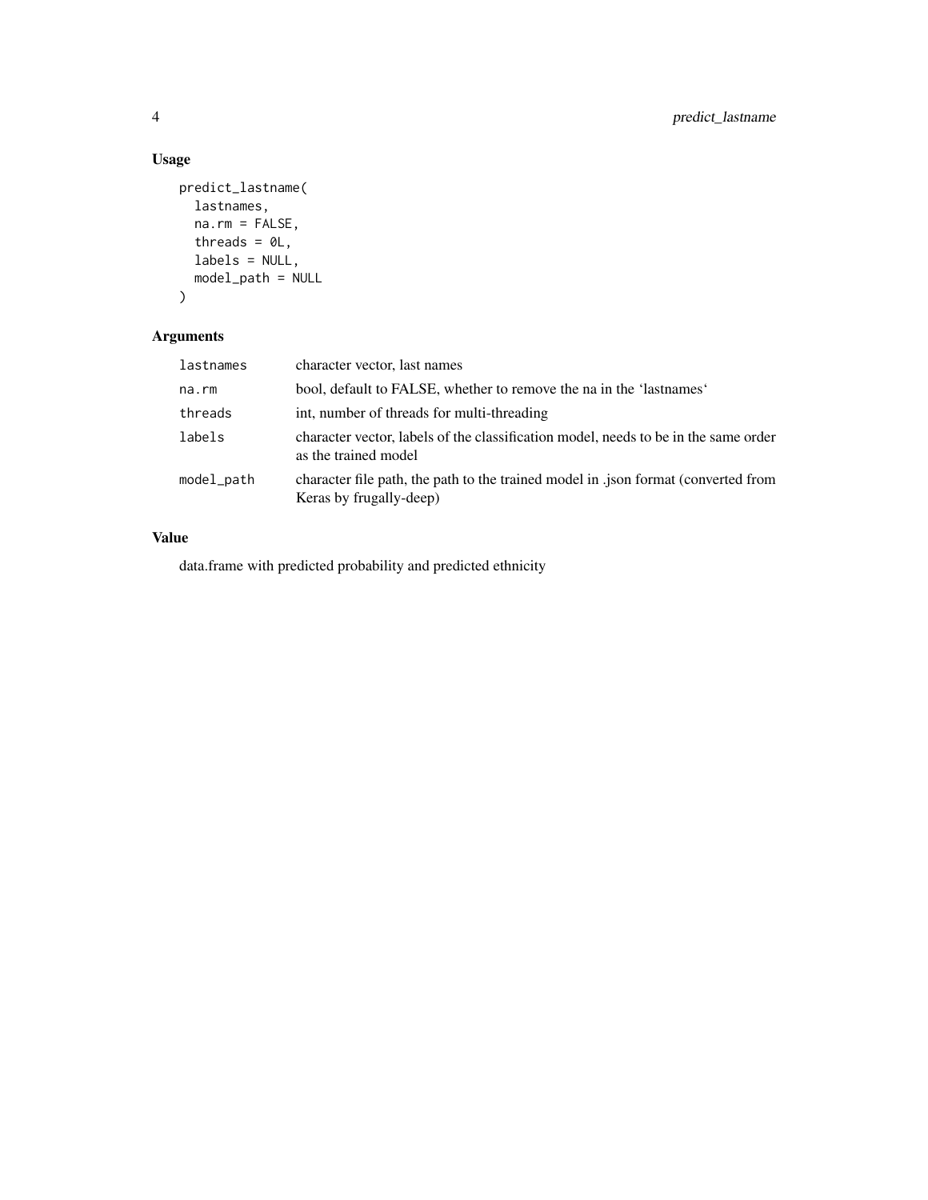## Usage

```
predict_lastname(
  lastnames,
  na.rm = FALSE,
  threads = 0L,
  labels = NULL,
  model_path = NULL
)
```

## Arguments

| | |
|---|---|
| `lastnames` | character vector, last names |
| `na.rm` | bool, default to FALSE, whether to remove the na in the 'lastnames' |
| `threads` | int, number of threads for multi-threading |
| `labels` | character vector, labels of the classification model, needs to be in the same order as the trained model |
| `model_path` | character file path, the path to the trained model in .json format (converted from Keras by frugally-deep) |

## Value

data.frame with predicted probability and predicted ethnicity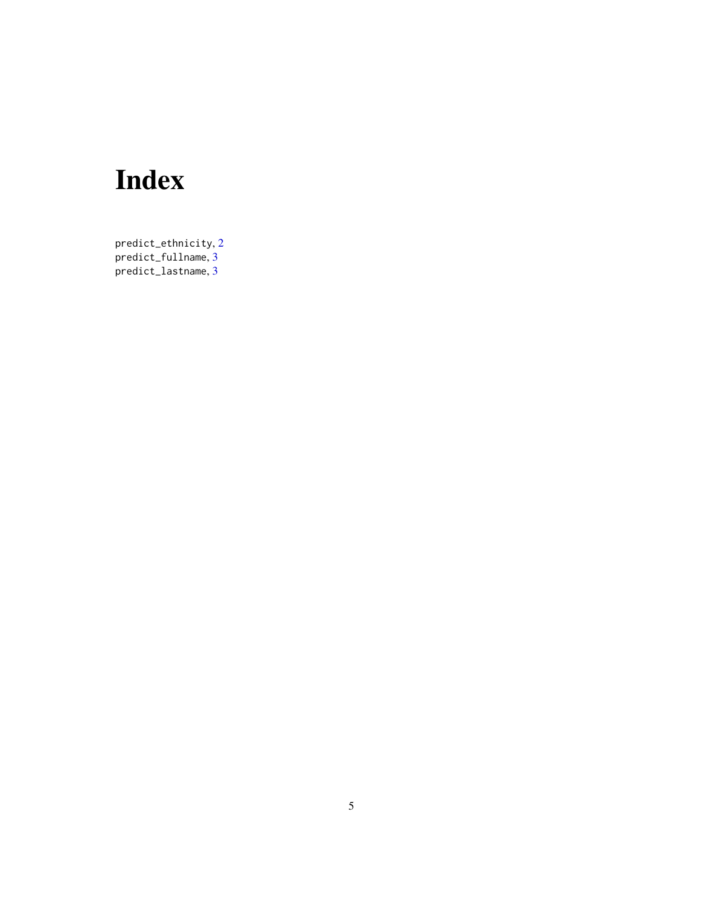# Index

predict_ethnicity, 2
predict_fullname, 3
predict_lastname, 3